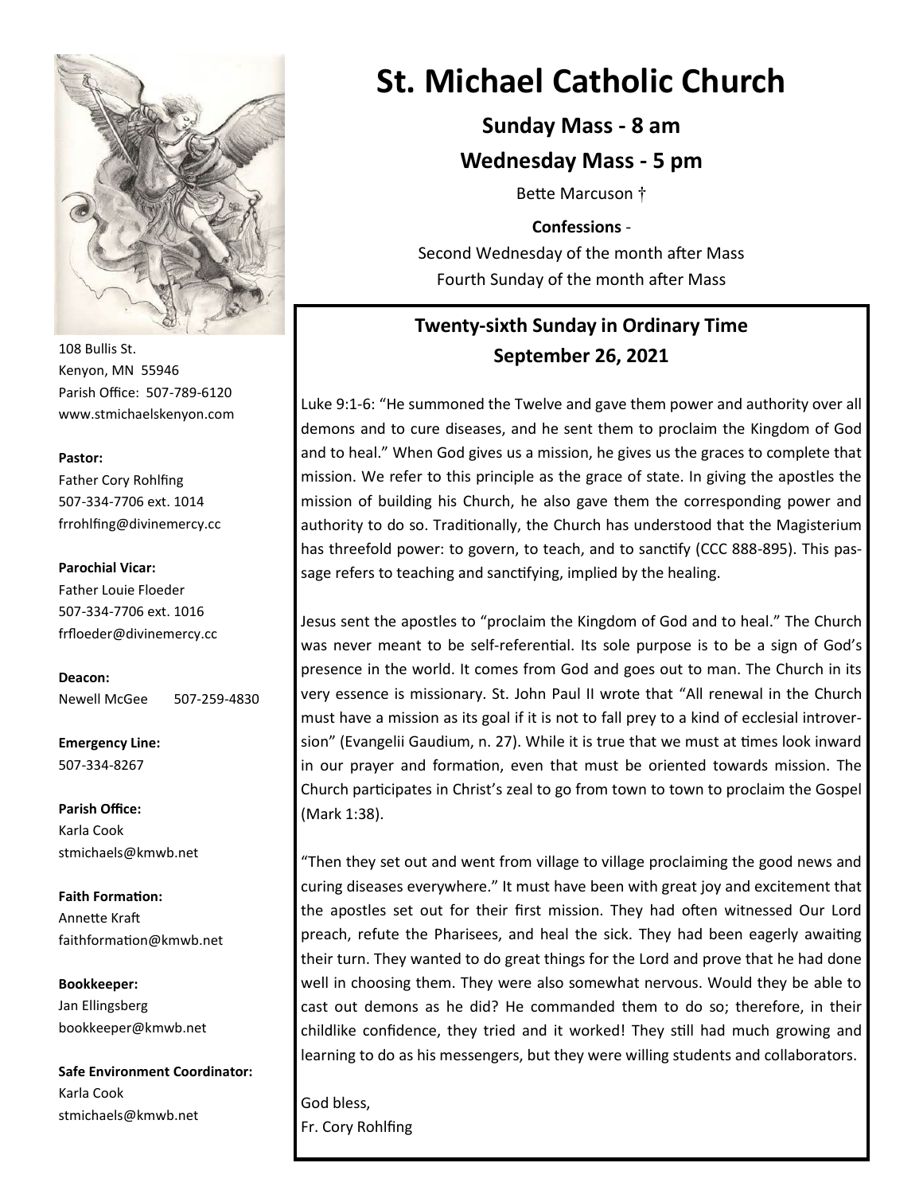# St. Michael Catholic Church

**Sunday Mass - 8 am**

**Wednesday Mass - 5 pm**

Bette Marcuson †

**Confessions** -

Second Wednesday of the month after Mass

Fourth Sunday of the month after Mass

108 Bullis St.
Kenyon, MN 55946
Parish Office: 507-789-6120
www.stmichaelskenyon.com

**Pastor:**
Father Cory Rohlfing
507-334-7706 ext. 1014
frrohlfing@divinemercy.cc

**Parochial Vicar:**
Father Louie Floeder
507-334-7706 ext. 1016
frfloeder@divinemercy.cc

**Deacon:**
Newell McGee 507-259-4830

**Emergency Line:**
507-334-8267

**Parish Office:**
Karla Cook
stmichaels@kmwb.net

**Faith Formation:**
Annette Kraft
faithformation@kmwb.net

**Bookkeeper:**
Jan Ellingsberg
bookkeeper@kmwb.net

**Safe Environment Coordinator:**
Karla Cook
stmichaels@kmwb.net

## Twenty-sixth Sunday in Ordinary Time
## September 26, 2021

Luke 9:1-6: "He summoned the Twelve and gave them power and authority over all demons and to cure diseases, and he sent them to proclaim the Kingdom of God and to heal." When God gives us a mission, he gives us the graces to complete that mission. We refer to this principle as the grace of state. In giving the apostles the mission of building his Church, he also gave them the corresponding power and authority to do so. Traditionally, the Church has understood that the Magisterium has threefold power: to govern, to teach, and to sanctify (CCC 888-895). This passage refers to teaching and sanctifying, implied by the healing.

Jesus sent the apostles to "proclaim the Kingdom of God and to heal." The Church was never meant to be self-referential. Its sole purpose is to be a sign of God's presence in the world. It comes from God and goes out to man. The Church in its very essence is missionary. St. John Paul II wrote that "All renewal in the Church must have a mission as its goal if it is not to fall prey to a kind of ecclesial introversion" (Evangelii Gaudium, n. 27). While it is true that we must at times look inward in our prayer and formation, even that must be oriented towards mission. The Church participates in Christ's zeal to go from town to town to proclaim the Gospel (Mark 1:38).

"Then they set out and went from village to village proclaiming the good news and curing diseases everywhere." It must have been with great joy and excitement that the apostles set out for their first mission. They had often witnessed Our Lord preach, refute the Pharisees, and heal the sick. They had been eagerly awaiting their turn. They wanted to do great things for the Lord and prove that he had done well in choosing them. They were also somewhat nervous. Would they be able to cast out demons as he did? He commanded them to do so; therefore, in their childlike confidence, they tried and it worked! They still had much growing and learning to do as his messengers, but they were willing students and collaborators.

God bless,
Fr. Cory Rohlfing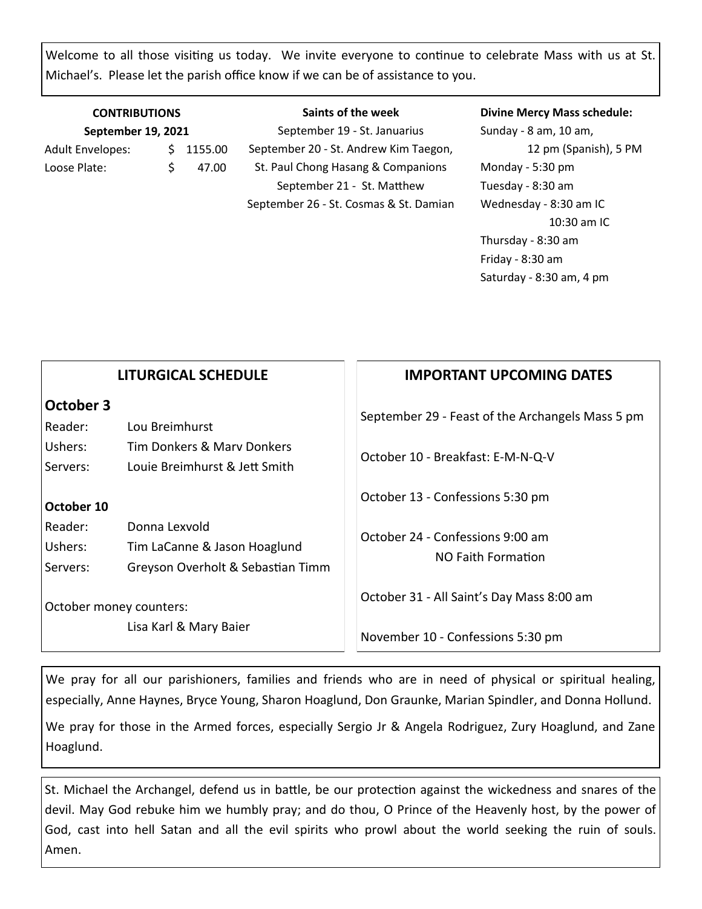Welcome to all those visiting us today. We invite everyone to continue to celebrate Mass with us at St. Michael's. Please let the parish office know if we can be of assistance to you.

**CONTRIBUTIONS**
**September 19, 2021**

| | |
|---|---|
| Adult Envelopes: | $ 1155.00 |
| Loose Plate: | $ 47.00 |

**Saints of the week**

September 19 - St. Januarius
September 20 - St. Andrew Kim Taegon, St. Paul Chong Hasang & Companions
September 21 - St. Matthew
September 26 - St. Cosmas & St. Damian

**Divine Mercy Mass schedule:**

Sunday - 8 am, 10 am, 12 pm (Spanish), 5 PM
Monday - 5:30 pm
Tuesday - 8:30 am
Wednesday - 8:30 am IC
10:30 am IC
Thursday - 8:30 am
Friday - 8:30 am
Saturday - 8:30 am, 4 pm

## LITURGICAL SCHEDULE

### October 3

| | |
|---|---|
| Reader: | Lou Breimhurst |
| Ushers: | Tim Donkers & Marv Donkers |
| Servers: | Louie Breimhurst & Jett Smith |

**October 10**

| | |
|---|---|
| Reader: | Donna Lexvold |
| Ushers: | Tim LaCanne & Jason Hoaglund |
| Servers: | Greyson Overholt & Sebastian Timm |

October money counters:
Lisa Karl & Mary Baier

## IMPORTANT UPCOMING DATES

September 29 - Feast of the Archangels Mass 5 pm

October 10 - Breakfast: E-M-N-Q-V

October 13 - Confessions 5:30 pm

October 24 - Confessions 9:00 am
NO Faith Formation

October 31 - All Saint's Day Mass 8:00 am

November 10 - Confessions 5:30 pm

We pray for all our parishioners, families and friends who are in need of physical or spiritual healing, especially, Anne Haynes, Bryce Young, Sharon Hoaglund, Don Graunke, Marian Spindler, and Donna Hollund.

We pray for those in the Armed forces, especially Sergio Jr & Angela Rodriguez, Zury Hoaglund, and Zane Hoaglund.

St. Michael the Archangel, defend us in battle, be our protection against the wickedness and snares of the devil. May God rebuke him we humbly pray; and do thou, O Prince of the Heavenly host, by the power of God, cast into hell Satan and all the evil spirits who prowl about the world seeking the ruin of souls. Amen.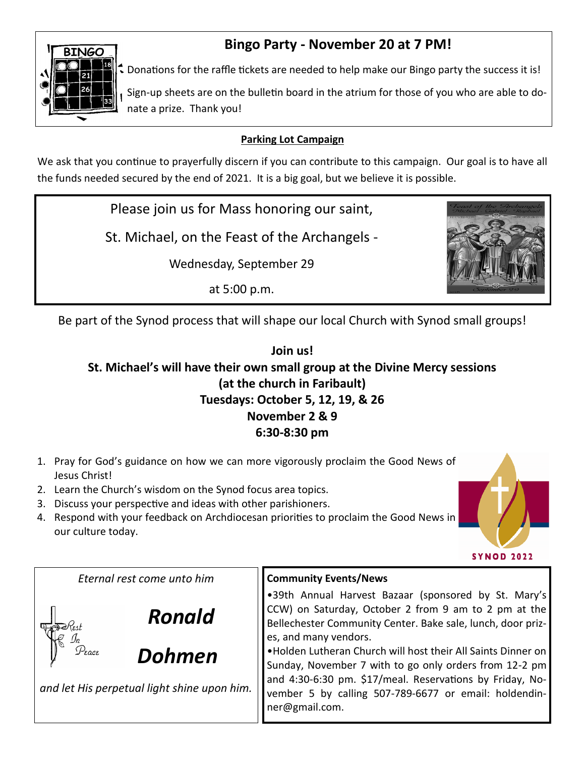## Bingo Party - November 20 at 7 PM!

Donations for the raffle tickets are needed to help make our Bingo party the success it is!

Sign-up sheets are on the bulletin board in the atrium for those of you who are able to donate a prize. Thank you!

**Parking Lot Campaign**

We ask that you continue to prayerfully discern if you can contribute to this campaign. Our goal is to have all the funds needed secured by the end of 2021. It is a big goal, but we believe it is possible.

Please join us for Mass honoring our saint,

St. Michael, on the Feast of the Archangels -

Wednesday, September 29

at 5:00 p.m.

Be part of the Synod process that will shape our local Church with Synod small groups!

**Join us!**
**St. Michael's will have their own small group at the Divine Mercy sessions (at the church in Faribault)**
**Tuesdays: October 5, 12, 19, & 26**
**November 2 & 9**
**6:30-8:30 pm**

1. Pray for God's guidance on how we can more vigorously proclaim the Good News of Jesus Christ!
2. Learn the Church's wisdom on the Synod focus area topics.
3. Discuss your perspective and ideas with other parishioners.
4. Respond with your feedback on Archdiocesan priorities to proclaim the Good News in our culture today.

SYNOD 2022

*Eternal rest come unto him*

Rest In Peace

***Ronald Dohmen***

*and let His perpetual light shine upon him.*

**Community Events/News**

•39th Annual Harvest Bazaar (sponsored by St. Mary's CCW) on Saturday, October 2 from 9 am to 2 pm at the Bellechester Community Center. Bake sale, lunch, door prizes, and many vendors.

•Holden Lutheran Church will host their All Saints Dinner on Sunday, November 7 with to go only orders from 12-2 pm and 4:30-6:30 pm. $17/meal. Reservations by Friday, November 5 by calling 507-789-6677 or email: holdendinner@gmail.com.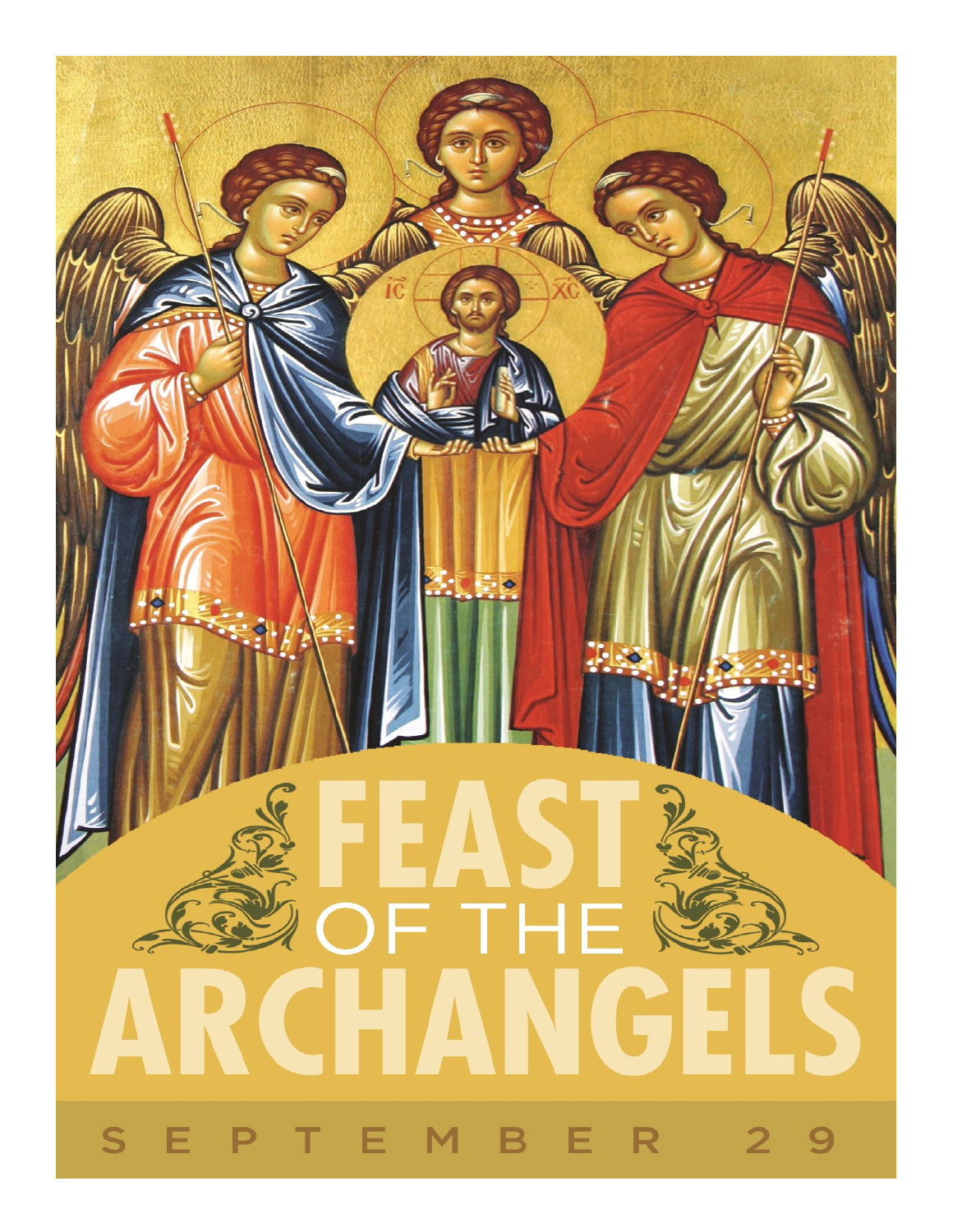# FEAST OF THE ARCHANGELS

SEPTEMBER 29